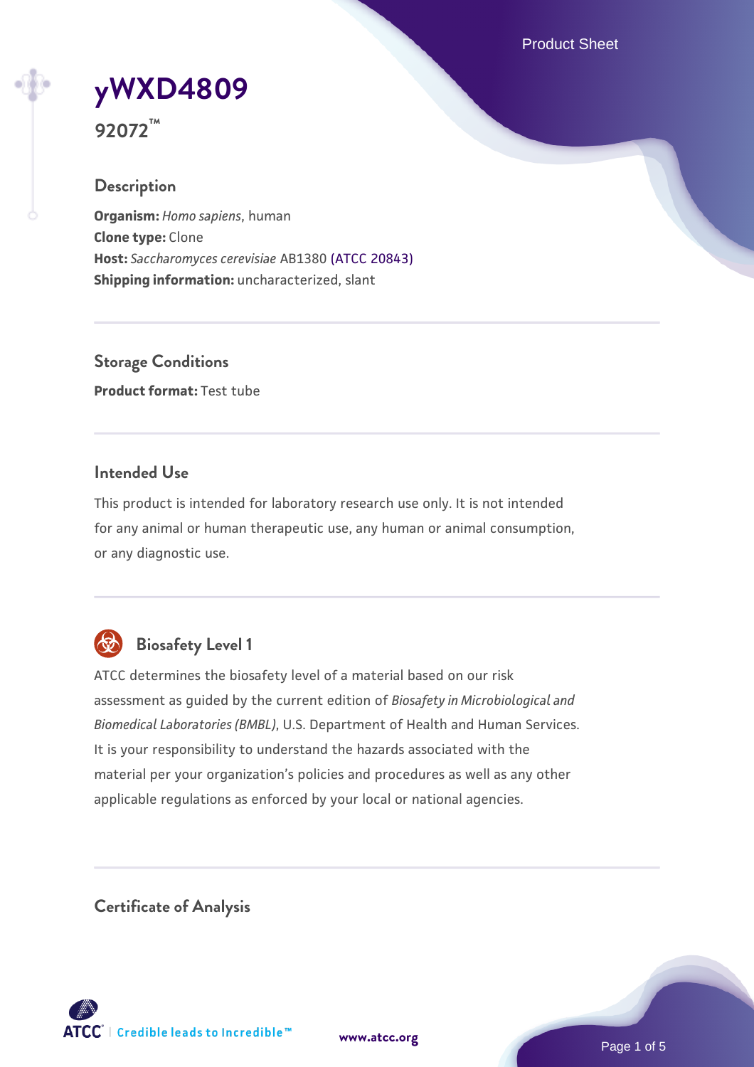# yWXD4809

**92072™**

## Description

**Organism:** *Homo sapiens*, human
**Clone type:** Clone
**Host:** *Saccharomyces cerevisiae* AB1380 (ATCC 20843)
**Shipping information:** uncharacterized, slant

## Storage Conditions

**Product format:** Test tube

## Intended Use

This product is intended for laboratory research use only. It is not intended for any animal or human therapeutic use, any human or animal consumption, or any diagnostic use.

## Biosafety Level 1

ATCC determines the biosafety level of a material based on our risk assessment as guided by the current edition of *Biosafety in Microbiological and Biomedical Laboratories (BMBL)*, U.S. Department of Health and Human Services. It is your responsibility to understand the hazards associated with the material per your organization's policies and procedures as well as any other applicable regulations as enforced by your local or national agencies.

## Certificate of Analysis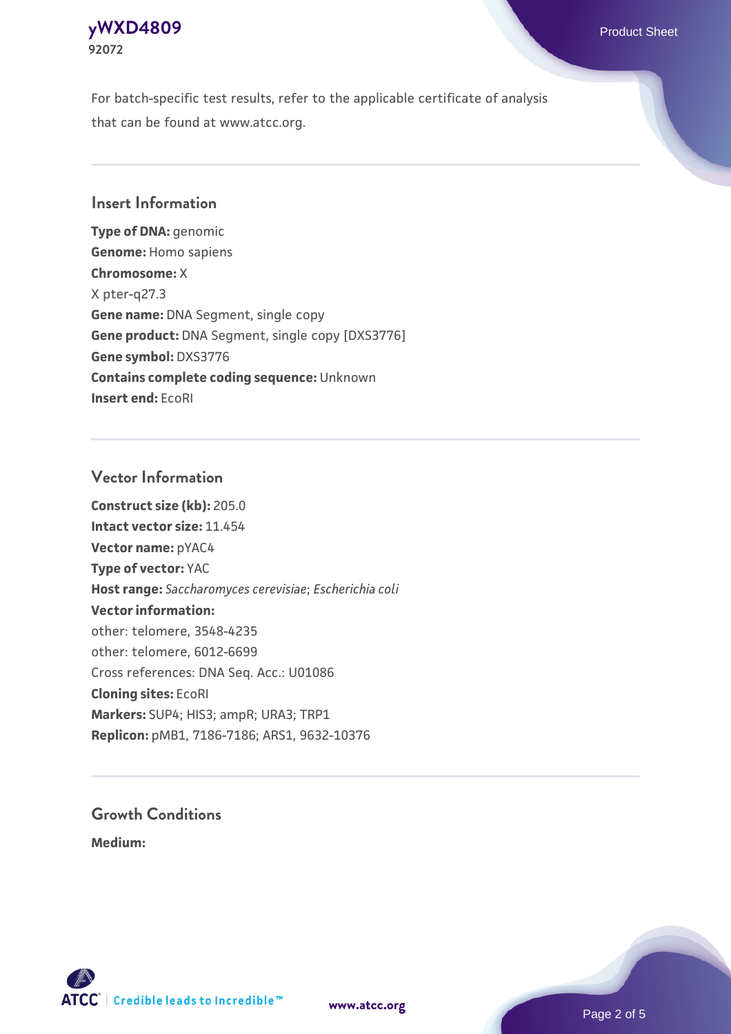For batch-specific test results, refer to the applicable certificate of analysis that can be found at www.atcc.org.

## Insert Information

**Type of DNA:** genomic
**Genome:** Homo sapiens
**Chromosome:** X
X pter-q27.3
**Gene name:** DNA Segment, single copy
**Gene product:** DNA Segment, single copy [DXS3776]
**Gene symbol:** DXS3776
**Contains complete coding sequence:** Unknown
**Insert end:** EcoRI

## Vector Information

**Construct size (kb):** 205.0
**Intact vector size:** 11.454
**Vector name:** pYAC4
**Type of vector:** YAC
**Host range:** *Saccharomyces cerevisiae*; *Escherichia coli*
**Vector information:**
other: telomere, 3548-4235
other: telomere, 6012-6699
Cross references: DNA Seq. Acc.: U01086
**Cloning sites:** EcoRI
**Markers:** SUP4; HIS3; ampR; URA3; TRP1
**Replicon:** pMB1, 7186-7186; ARS1, 9632-10376

## Growth Conditions

**Medium:**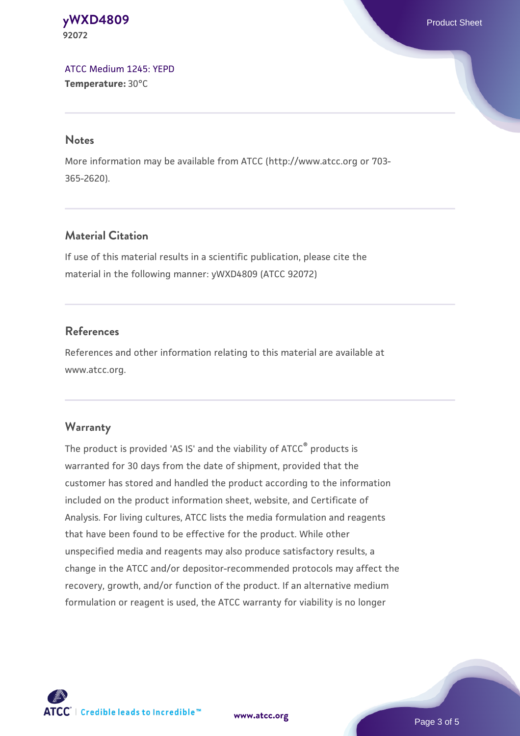[ATCC Medium 1245: YEPD](#)
**Temperature:** 30°C

## Notes

More information may be available from ATCC (http://www.atcc.org or 703-365-2620).

## Material Citation

If use of this material results in a scientific publication, please cite the material in the following manner: yWXD4809 (ATCC 92072)

## References

References and other information relating to this material are available at www.atcc.org.

## Warranty

The product is provided 'AS IS' and the viability of ATCC® products is warranted for 30 days from the date of shipment, provided that the customer has stored and handled the product according to the information included on the product information sheet, website, and Certificate of Analysis. For living cultures, ATCC lists the media formulation and reagents that have been found to be effective for the product. While other unspecified media and reagents may also produce satisfactory results, a change in the ATCC and/or depositor-recommended protocols may affect the recovery, growth, and/or function of the product. If an alternative medium formulation or reagent is used, the ATCC warranty for viability is no longer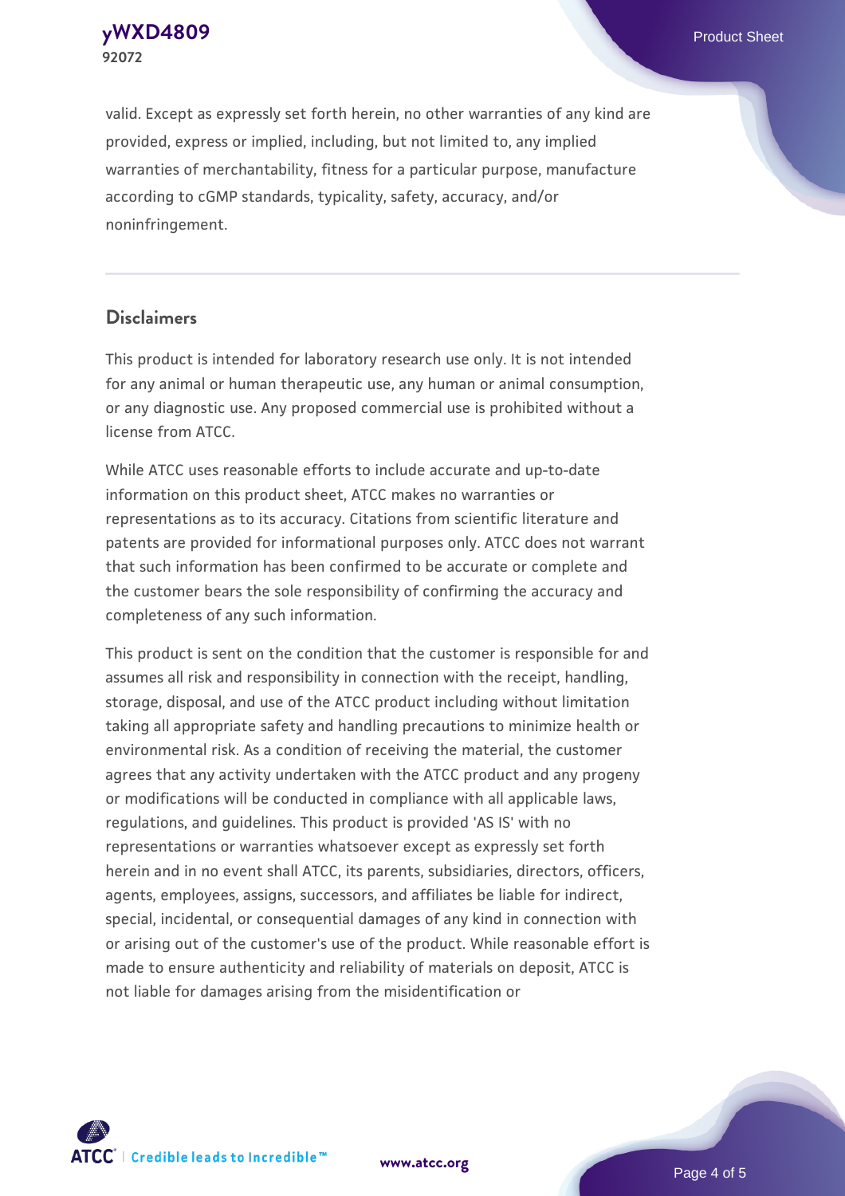valid. Except as expressly set forth herein, no other warranties of any kind are provided, express or implied, including, but not limited to, any implied warranties of merchantability, fitness for a particular purpose, manufacture according to cGMP standards, typicality, safety, accuracy, and/or noninfringement.

## Disclaimers

This product is intended for laboratory research use only. It is not intended for any animal or human therapeutic use, any human or animal consumption, or any diagnostic use. Any proposed commercial use is prohibited without a license from ATCC.

While ATCC uses reasonable efforts to include accurate and up-to-date information on this product sheet, ATCC makes no warranties or representations as to its accuracy. Citations from scientific literature and patents are provided for informational purposes only. ATCC does not warrant that such information has been confirmed to be accurate or complete and the customer bears the sole responsibility of confirming the accuracy and completeness of any such information.

This product is sent on the condition that the customer is responsible for and assumes all risk and responsibility in connection with the receipt, handling, storage, disposal, and use of the ATCC product including without limitation taking all appropriate safety and handling precautions to minimize health or environmental risk. As a condition of receiving the material, the customer agrees that any activity undertaken with the ATCC product and any progeny or modifications will be conducted in compliance with all applicable laws, regulations, and guidelines. This product is provided 'AS IS' with no representations or warranties whatsoever except as expressly set forth herein and in no event shall ATCC, its parents, subsidiaries, directors, officers, agents, employees, assigns, successors, and affiliates be liable for indirect, special, incidental, or consequential damages of any kind in connection with or arising out of the customer's use of the product. While reasonable effort is made to ensure authenticity and reliability of materials on deposit, ATCC is not liable for damages arising from the misidentification or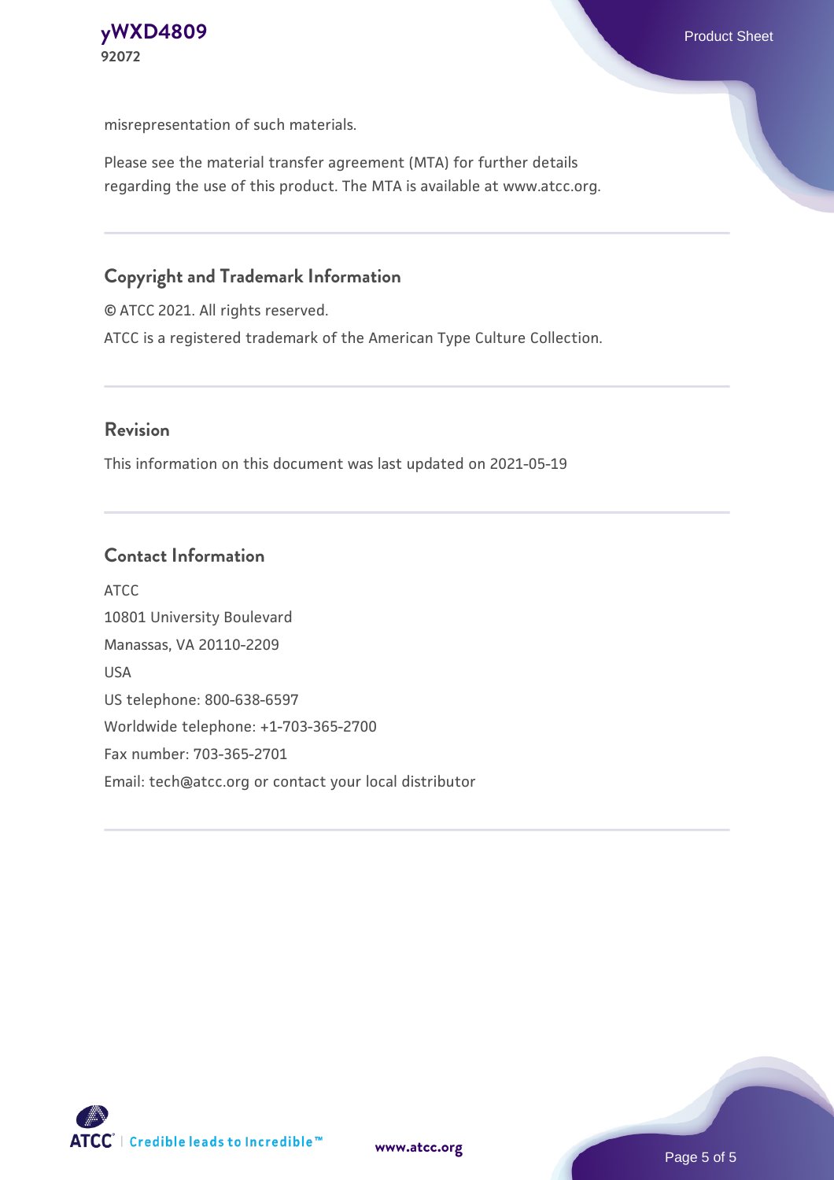misrepresentation of such materials.

Please see the material transfer agreement (MTA) for further details regarding the use of this product. The MTA is available at www.atcc.org.

## Copyright and Trademark Information

© ATCC 2021. All rights reserved.

ATCC is a registered trademark of the American Type Culture Collection.

## Revision

This information on this document was last updated on 2021-05-19

## Contact Information

ATCC
10801 University Boulevard
Manassas, VA 20110-2209
USA
US telephone: 800-638-6597
Worldwide telephone: +1-703-365-2700
Fax number: 703-365-2701
Email: tech@atcc.org or contact your local distributor